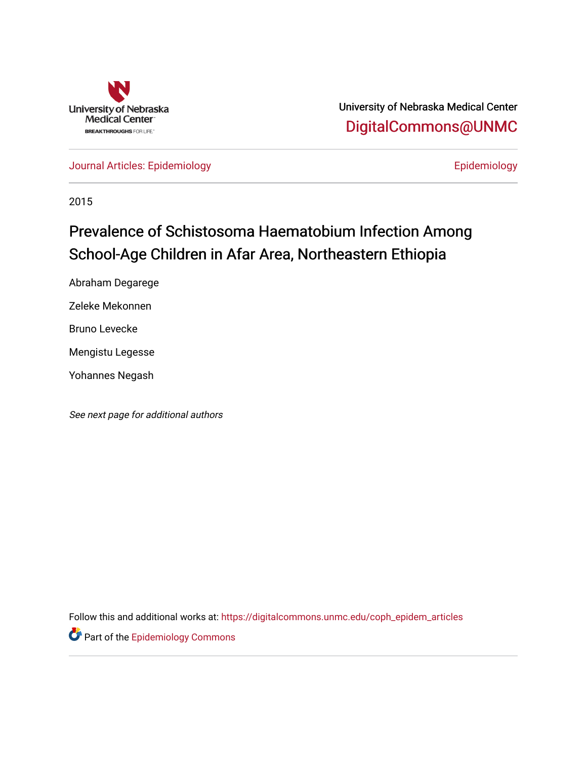University of Nebraska Medical Center

DigitalCommons@UNMC

Journal Articles: Epidemiology

Epidemiology

2015

# Prevalence of Schistosoma Haematobium Infection Among School-Age Children in Afar Area, Northeastern Ethiopia

Abraham Degarege

Zeleke Mekonnen

Bruno Levecke

Mengistu Legesse

Yohannes Negash

*See next page for additional authors*

Follow this and additional works at: https://digitalcommons.unmc.edu/coph_epidem_articles

Part of the Epidemiology Commons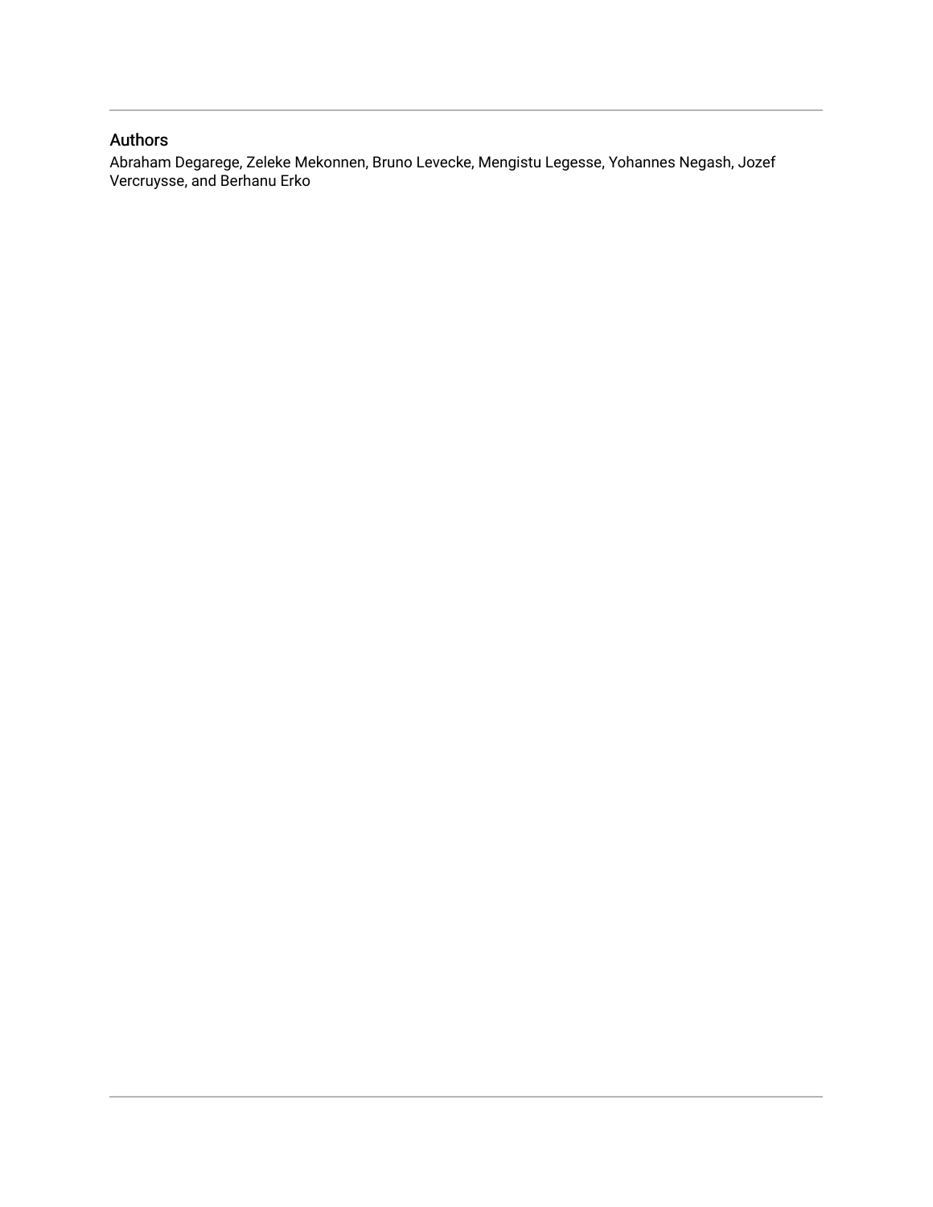## Authors

Abraham Degarege, Zeleke Mekonnen, Bruno Levecke, Mengistu Legesse, Yohannes Negash, Jozef Vercruysse, and Berhanu Erko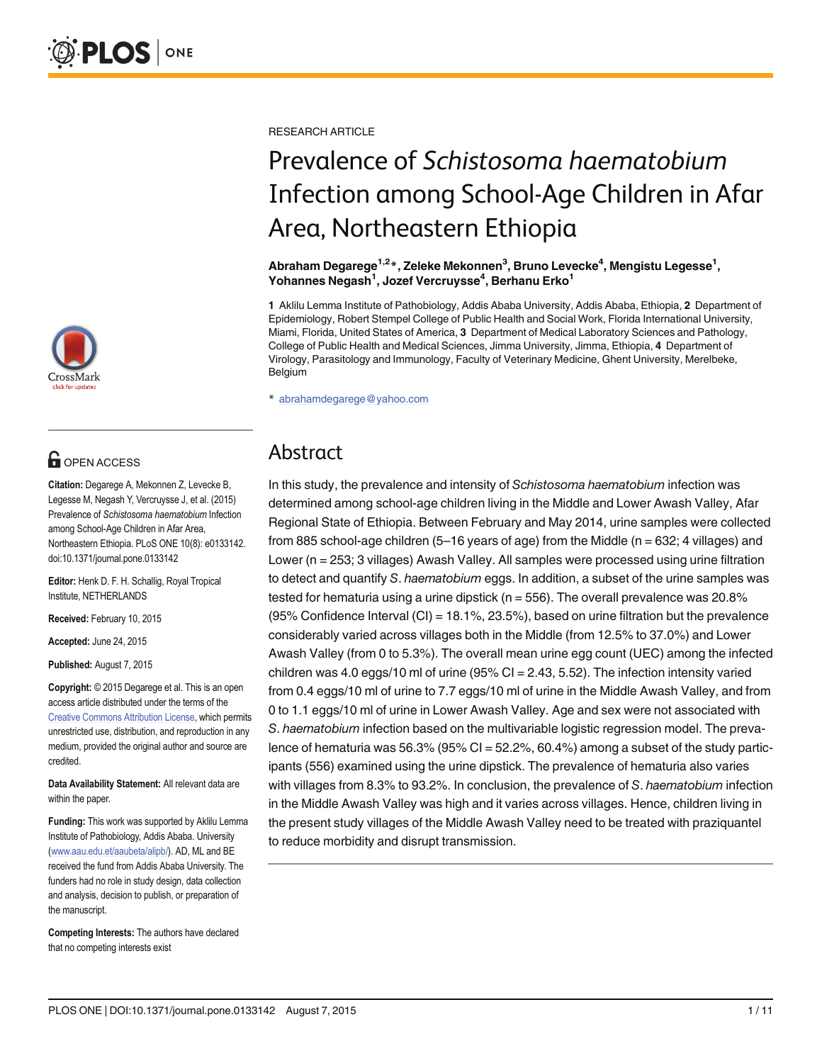RESEARCH ARTICLE

# Prevalence of *Schistosoma haematobium* Infection among School-Age Children in Afar Area, Northeastern Ethiopia

**Abraham Degarege[1,2]*, Zeleke Mekonnen[3], Bruno Levecke[4], Mengistu Legesse[1], Yohannes Negash[1], Jozef Vercruysse[4], Berhanu Erko[1]**

**1** Aklilu Lemma Institute of Pathobiology, Addis Ababa University, Addis Ababa, Ethiopia, **2** Department of Epidemiology, Robert Stempel College of Public Health and Social Work, Florida International University, Miami, Florida, United States of America, **3** Department of Medical Laboratory Sciences and Pathology, College of Public Health and Medical Sciences, Jimma University, Jimma, Ethiopia, **4** Department of Virology, Parasitology and Immunology, Faculty of Veterinary Medicine, Ghent University, Merelbeke, Belgium

* abrahamdegarege@yahoo.com

OPEN ACCESS

**Citation:** Degarege A, Mekonnen Z, Levecke B, Legesse M, Negash Y, Vercruysse J, et al. (2015) Prevalence of *Schistosoma haematobium* Infection among School-Age Children in Afar Area, Northeastern Ethiopia. PLoS ONE 10(8): e0133142. doi:10.1371/journal.pone.0133142

**Editor:** Henk D. F. H. Schallig, Royal Tropical Institute, NETHERLANDS

**Received:** February 10, 2015

**Accepted:** June 24, 2015

**Published:** August 7, 2015

**Copyright:** © 2015 Degarege et al. This is an open access article distributed under the terms of the Creative Commons Attribution License, which permits unrestricted use, distribution, and reproduction in any medium, provided the original author and source are credited.

**Data Availability Statement:** All relevant data are within the paper.

**Funding:** This work was supported by Aklilu Lemma Institute of Pathobiology, Addis Ababa. University (www.aau.edu.et/aaubeta/alipb/). AD, ML and BE received the fund from Addis Ababa University. The funders had no role in study design, data collection and analysis, decision to publish, or preparation of the manuscript.

**Competing Interests:** The authors have declared that no competing interests exist

## Abstract

In this study, the prevalence and intensity of *Schistosoma haematobium* infection was determined among school-age children living in the Middle and Lower Awash Valley, Afar Regional State of Ethiopia. Between February and May 2014, urine samples were collected from 885 school-age children (5–16 years of age) from the Middle (n = 632; 4 villages) and Lower (n = 253; 3 villages) Awash Valley. All samples were processed using urine filtration to detect and quantify *S. haematobium* eggs. In addition, a subset of the urine samples was tested for hematuria using a urine dipstick (n = 556). The overall prevalence was 20.8% (95% Confidence Interval (CI) = 18.1%, 23.5%), based on urine filtration but the prevalence considerably varied across villages both in the Middle (from 12.5% to 37.0%) and Lower Awash Valley (from 0 to 5.3%). The overall mean urine egg count (UEC) among the infected children was 4.0 eggs/10 ml of urine (95% CI = 2.43, 5.52). The infection intensity varied from 0.4 eggs/10 ml of urine to 7.7 eggs/10 ml of urine in the Middle Awash Valley, and from 0 to 1.1 eggs/10 ml of urine in Lower Awash Valley. Age and sex were not associated with *S. haematobium* infection based on the multivariable logistic regression model. The prevalence of hematuria was 56.3% (95% CI = 52.2%, 60.4%) among a subset of the study participants (556) examined using the urine dipstick. The prevalence of hematuria also varies with villages from 8.3% to 93.2%. In conclusion, the prevalence of *S. haematobium* infection in the Middle Awash Valley was high and it varies across villages. Hence, children living in the present study villages of the Middle Awash Valley need to be treated with praziquantel to reduce morbidity and disrupt transmission.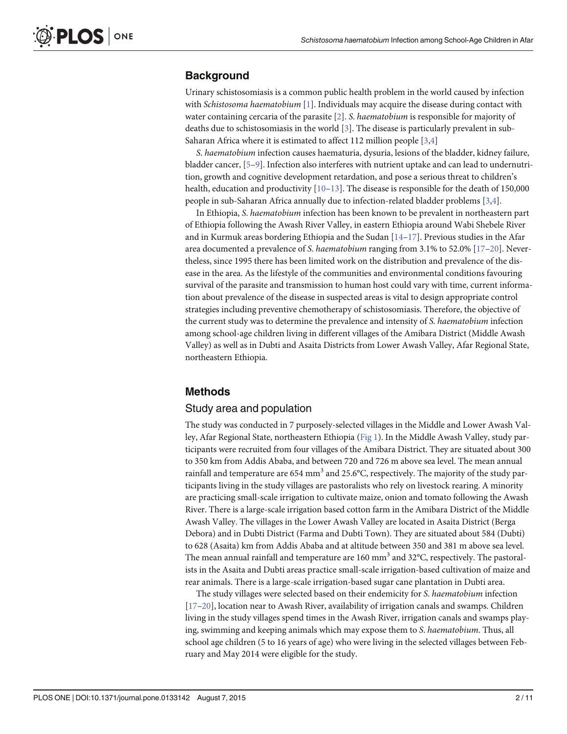## Background

Urinary schistosomiasis is a common public health problem in the world caused by infection with *Schistosoma haematobium* [1]. Individuals may acquire the disease during contact with water containing cercaria of the parasite [2]. *S. haematobium* is responsible for majority of deaths due to schistosomiasis in the world [3]. The disease is particularly prevalent in sub-Saharan Africa where it is estimated to affect 112 million people [3,4]

*S. haematobium* infection causes haematuria, dysuria, lesions of the bladder, kidney failure, bladder cancer, [5–9]. Infection also interferes with nutrient uptake and can lead to undernutrition, growth and cognitive development retardation, and pose a serious threat to children's health, education and productivity [10–13]. The disease is responsible for the death of 150,000 people in sub-Saharan Africa annually due to infection-related bladder problems [3,4].

In Ethiopia, *S. haematobium* infection has been known to be prevalent in northeastern part of Ethiopia following the Awash River Valley, in eastern Ethiopia around Wabi Shebele River and in Kurmuk areas bordering Ethiopia and the Sudan [14–17]. Previous studies in the Afar area documented a prevalence of *S. haematobium* ranging from 3.1% to 52.0% [17–20]. Nevertheless, since 1995 there has been limited work on the distribution and prevalence of the disease in the area. As the lifestyle of the communities and environmental conditions favouring survival of the parasite and transmission to human host could vary with time, current information about prevalence of the disease in suspected areas is vital to design appropriate control strategies including preventive chemotherapy of schistosomiasis. Therefore, the objective of the current study was to determine the prevalence and intensity of *S. haematobium* infection among school-age children living in different villages of the Amibara District (Middle Awash Valley) as well as in Dubti and Asaita Districts from Lower Awash Valley, Afar Regional State, northeastern Ethiopia.

## Methods

### Study area and population

The study was conducted in 7 purposely-selected villages in the Middle and Lower Awash Valley, Afar Regional State, northeastern Ethiopia (Fig 1). In the Middle Awash Valley, study participants were recruited from four villages of the Amibara District. They are situated about 300 to 350 km from Addis Ababa, and between 720 and 726 m above sea level. The mean annual rainfall and temperature are 654 $mm^3$ and 25.6°C, respectively. The majority of the study participants living in the study villages are pastoralists who rely on livestock rearing. A minority are practicing small-scale irrigation to cultivate maize, onion and tomato following the Awash River. There is a large-scale irrigation based cotton farm in the Amibara District of the Middle Awash Valley. The villages in the Lower Awash Valley are located in Asaita District (Berga Debora) and in Dubti District (Farma and Dubti Town). They are situated about 584 (Dubti) to 628 (Asaita) km from Addis Ababa and at altitude between 350 and 381 m above sea level. The mean annual rainfall and temperature are 160 $mm^3$ and 32°C, respectively. The pastoralists in the Asaita and Dubti areas practice small-scale irrigation-based cultivation of maize and rear animals. There is a large-scale irrigation-based sugar cane plantation in Dubti area.

The study villages were selected based on their endemicity for *S. haematobium* infection [17–20], location near to Awash River, availability of irrigation canals and swamps. Children living in the study villages spend times in the Awash River, irrigation canals and swamps playing, swimming and keeping animals which may expose them to *S. haematobium*. Thus, all school age children (5 to 16 years of age) who were living in the selected villages between February and May 2014 were eligible for the study.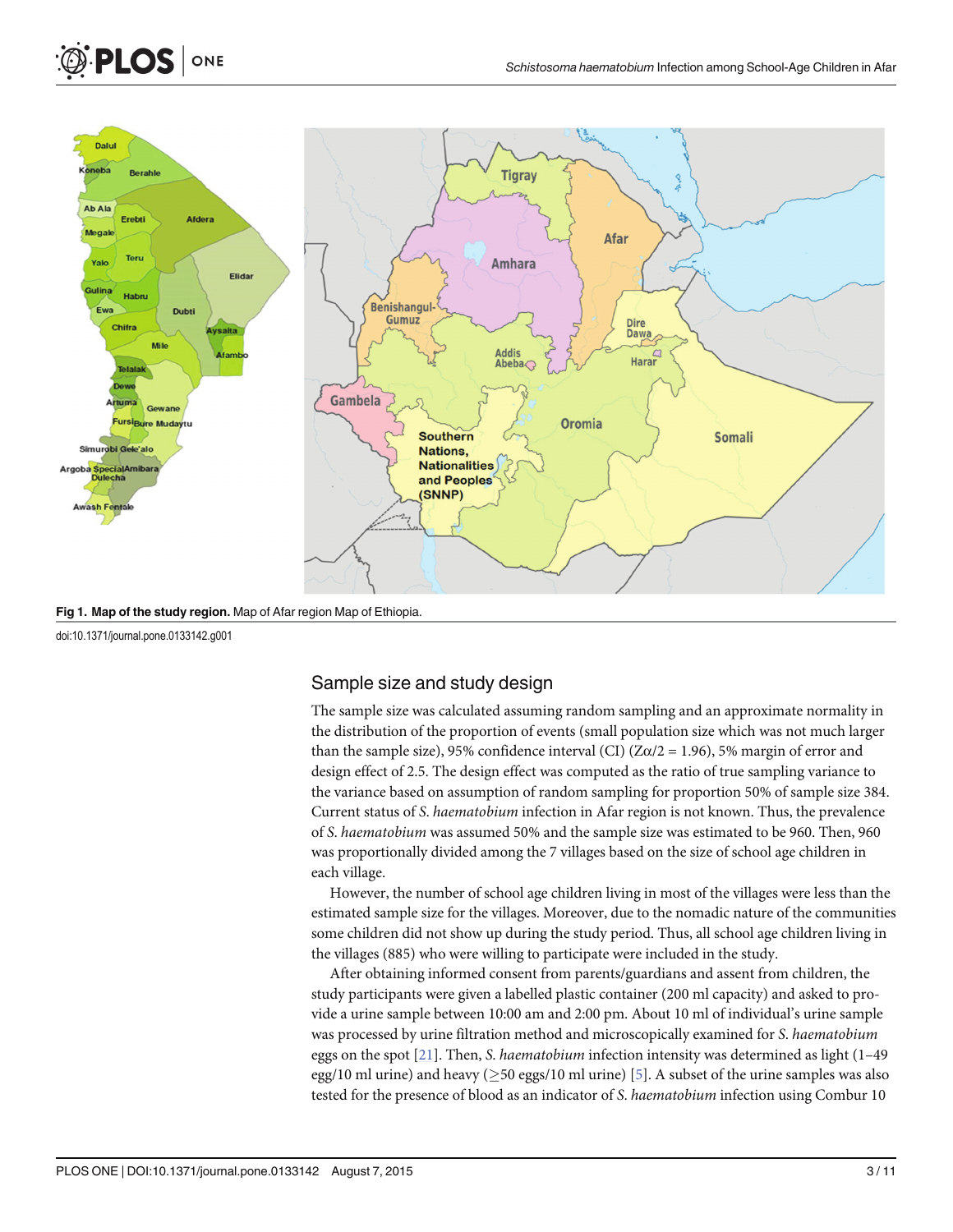**Fig 1. Map of the study region.** Map of Afar region Map of Ethiopia.

doi:10.1371/journal.pone.0133142.g001

## Sample size and study design

The sample size was calculated assuming random sampling and an approximate normality in the distribution of the proportion of events (small population size which was not much larger than the sample size), 95% confidence interval (CI) ($Z\alpha/2 = 1.96$), 5% margin of error and design effect of 2.5. The design effect was computed as the ratio of true sampling variance to the variance based on assumption of random sampling for proportion 50% of sample size 384. Current status of *S. haematobium* infection in Afar region is not known. Thus, the prevalence of *S. haematobium* was assumed 50% and the sample size was estimated to be 960. Then, 960 was proportionally divided among the 7 villages based on the size of school age children in each village.

However, the number of school age children living in most of the villages were less than the estimated sample size for the villages. Moreover, due to the nomadic nature of the communities some children did not show up during the study period. Thus, all school age children living in the villages (885) who were willing to participate were included in the study.

After obtaining informed consent from parents/guardians and assent from children, the study participants were given a labelled plastic container (200 ml capacity) and asked to provide a urine sample between 10:00 am and 2:00 pm. About 10 ml of individual's urine sample was processed by urine filtration method and microscopically examined for *S. haematobium* eggs on the spot [21]. Then, *S. haematobium* infection intensity was determined as light (1–49 egg/10 ml urine) and heavy ($\geq$50 eggs/10 ml urine) [5]. A subset of the urine samples was also tested for the presence of blood as an indicator of *S. haematobium* infection using Combur 10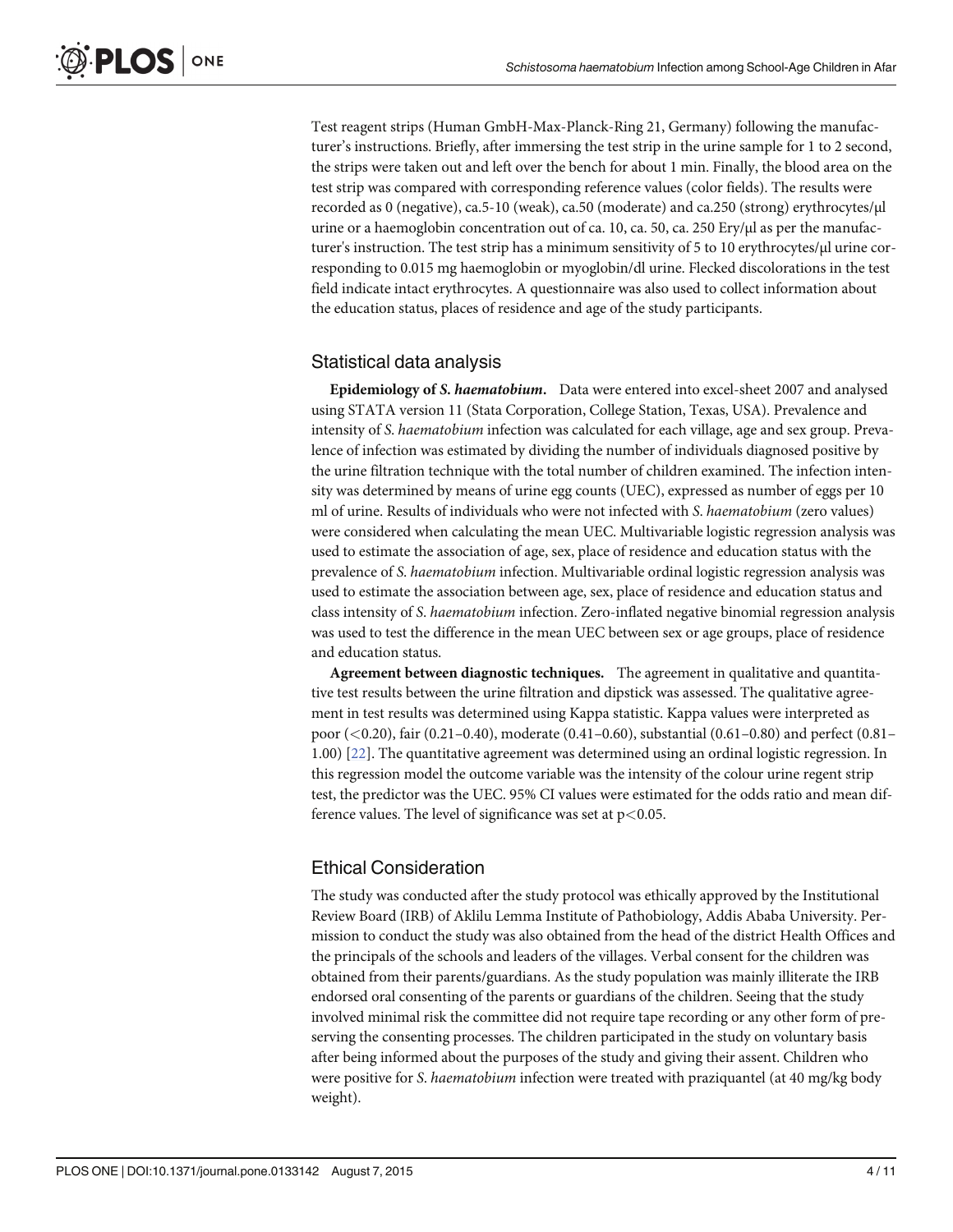Test reagent strips (Human GmbH-Max-Planck-Ring 21, Germany) following the manufacturer's instructions. Briefly, after immersing the test strip in the urine sample for 1 to 2 second, the strips were taken out and left over the bench for about 1 min. Finally, the blood area on the test strip was compared with corresponding reference values (color fields). The results were recorded as 0 (negative), ca.5-10 (weak), ca.50 (moderate) and ca.250 (strong) erythrocytes/μl urine or a haemoglobin concentration out of ca. 10, ca. 50, ca. 250 Ery/μl as per the manufacturer's instruction. The test strip has a minimum sensitivity of 5 to 10 erythrocytes/μl urine corresponding to 0.015 mg haemoglobin or myoglobin/dl urine. Flecked discolorations in the test field indicate intact erythrocytes. A questionnaire was also used to collect information about the education status, places of residence and age of the study participants.

## Statistical data analysis

**Epidemiology of *S. haematobium*.** Data were entered into excel-sheet 2007 and analysed using STATA version 11 (Stata Corporation, College Station, Texas, USA). Prevalence and intensity of *S. haematobium* infection was calculated for each village, age and sex group. Prevalence of infection was estimated by dividing the number of individuals diagnosed positive by the urine filtration technique with the total number of children examined. The infection intensity was determined by means of urine egg counts (UEC), expressed as number of eggs per 10 ml of urine. Results of individuals who were not infected with *S. haematobium* (zero values) were considered when calculating the mean UEC. Multivariable logistic regression analysis was used to estimate the association of age, sex, place of residence and education status with the prevalence of *S. haematobium* infection. Multivariable ordinal logistic regression analysis was used to estimate the association between age, sex, place of residence and education status and class intensity of *S. haematobium* infection. Zero-inflated negative binomial regression analysis was used to test the difference in the mean UEC between sex or age groups, place of residence and education status.

**Agreement between diagnostic techniques.** The agreement in qualitative and quantitative test results between the urine filtration and dipstick was assessed. The qualitative agreement in test results was determined using Kappa statistic. Kappa values were interpreted as poor (<0.20), fair (0.21–0.40), moderate (0.41–0.60), substantial (0.61–0.80) and perfect (0.81–1.00) [22]. The quantitative agreement was determined using an ordinal logistic regression. In this regression model the outcome variable was the intensity of the colour urine regent strip test, the predictor was the UEC. 95% CI values were estimated for the odds ratio and mean difference values. The level of significance was set at $p<0.05$.

## Ethical Consideration

The study was conducted after the study protocol was ethically approved by the Institutional Review Board (IRB) of Aklilu Lemma Institute of Pathobiology, Addis Ababa University. Permission to conduct the study was also obtained from the head of the district Health Offices and the principals of the schools and leaders of the villages. Verbal consent for the children was obtained from their parents/guardians. As the study population was mainly illiterate the IRB endorsed oral consenting of the parents or guardians of the children. Seeing that the study involved minimal risk the committee did not require tape recording or any other form of preserving the consenting processes. The children participated in the study on voluntary basis after being informed about the purposes of the study and giving their assent. Children who were positive for *S. haematobium* infection were treated with praziquantel (at 40 mg/kg body weight).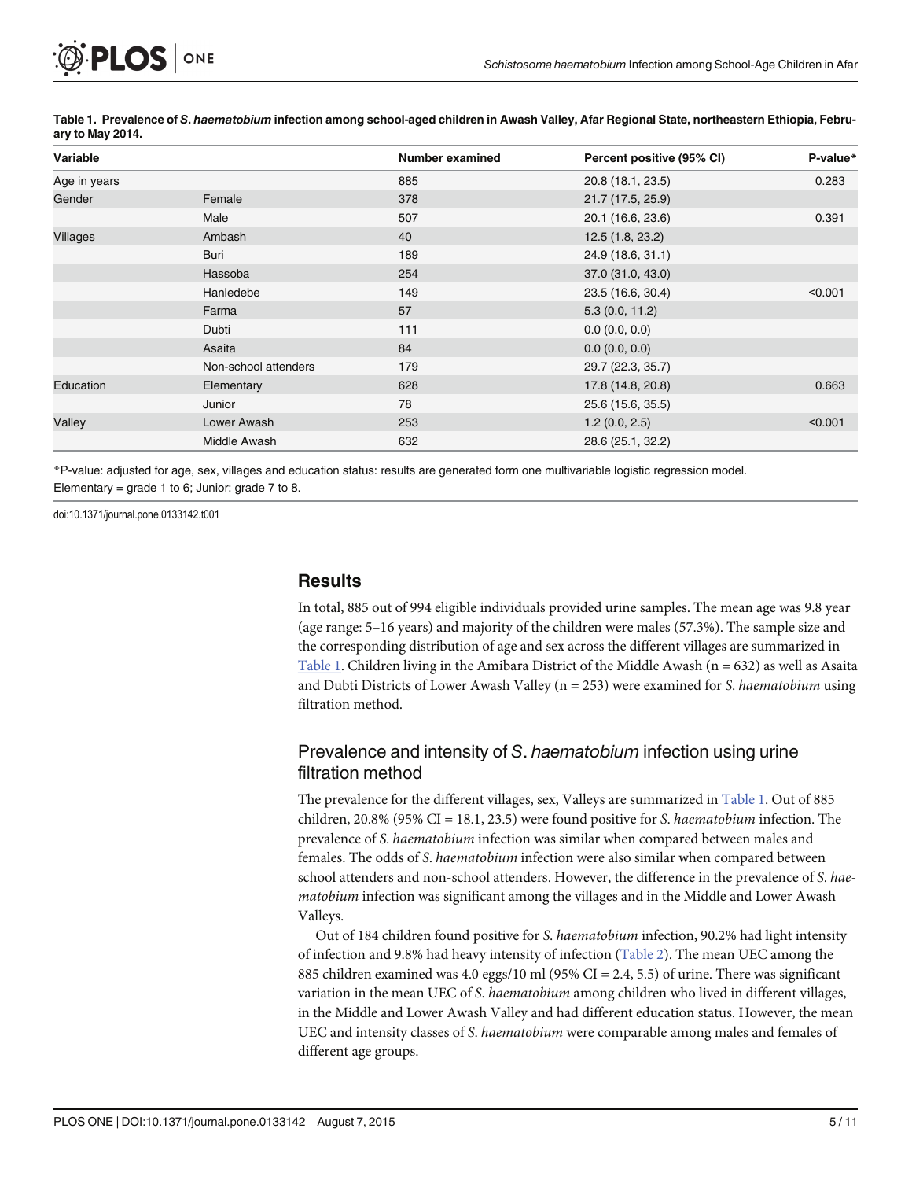**Table 1. Prevalence of *S. haematobium* infection among school-aged children in Awash Valley, Afar Regional State, northeastern Ethiopia, February to May 2014.**

| Variable | | Number examined | Percent positive (95% CI) | P-value* |
|---|---|---|---|---|
| Age in years | | 885 | 20.8 (18.1, 23.5) | 0.283 |
| Gender | Female | 378 | 21.7 (17.5, 25.9) | |
| | Male | 507 | 20.1 (16.6, 23.6) | 0.391 |
| Villages | Ambash | 40 | 12.5 (1.8, 23.2) | |
| | Buri | 189 | 24.9 (18.6, 31.1) | |
| | Hassoba | 254 | 37.0 (31.0, 43.0) | |
| | Hanledebe | 149 | 23.5 (16.6, 30.4) | <0.001 |
| | Farma | 57 | 5.3 (0.0, 11.2) | |
| | Dubti | 111 | 0.0 (0.0, 0.0) | |
| | Asaita | 84 | 0.0 (0.0, 0.0) | |
| | Non-school attenders | 179 | 29.7 (22.3, 35.7) | |
| Education | Elementary | 628 | 17.8 (14.8, 20.8) | 0.663 |
| | Junior | 78 | 25.6 (15.6, 35.5) | |
| Valley | Lower Awash | 253 | 1.2 (0.0, 2.5) | <0.001 |
| | Middle Awash | 632 | 28.6 (25.1, 32.2) | |

*P-value: adjusted for age, sex, villages and education status: results are generated form one multivariable logistic regression model.
Elementary = grade 1 to 6; Junior: grade 7 to 8.

doi:10.1371/journal.pone.0133142.t001

## Results

In total, 885 out of 994 eligible individuals provided urine samples. The mean age was 9.8 year (age range: 5–16 years) and majority of the children were males (57.3%). The sample size and the corresponding distribution of age and sex across the different villages are summarized in Table 1. Children living in the Amibara District of the Middle Awash (n = 632) as well as Asaita and Dubti Districts of Lower Awash Valley (n = 253) were examined for *S. haematobium* using filtration method.

### Prevalence and intensity of *S. haematobium* infection using urine filtration method

The prevalence for the different villages, sex, Valleys are summarized in Table 1. Out of 885 children, 20.8% (95% CI = 18.1, 23.5) were found positive for *S. haematobium* infection. The prevalence of *S. haematobium* infection was similar when compared between males and females. The odds of *S. haematobium* infection were also similar when compared between school attenders and non-school attenders. However, the difference in the prevalence of *S. haematobium* infection was significant among the villages and in the Middle and Lower Awash Valleys.

Out of 184 children found positive for *S. haematobium* infection, 90.2% had light intensity of infection and 9.8% had heavy intensity of infection (Table 2). The mean UEC among the 885 children examined was 4.0 eggs/10 ml (95% CI = 2.4, 5.5) of urine. There was significant variation in the mean UEC of *S. haematobium* among children who lived in different villages, in the Middle and Lower Awash Valley and had different education status. However, the mean UEC and intensity classes of *S. haematobium* were comparable among males and females of different age groups.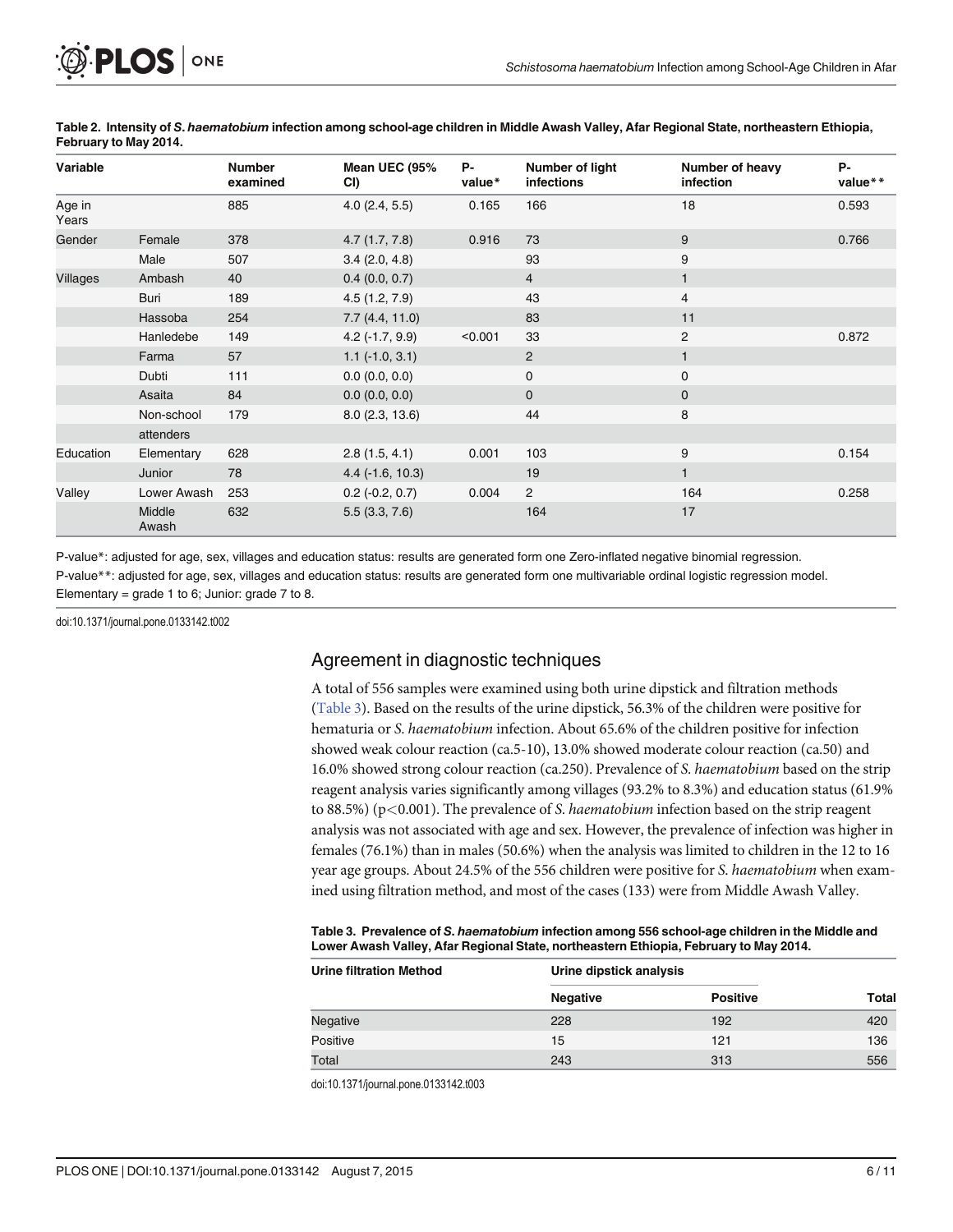**Table 2. Intensity of *S. haematobium* infection among school-age children in Middle Awash Valley, Afar Regional State, northeastern Ethiopia, February to May 2014.**

| Variable | | Number examined | Mean UEC (95% CI) | P-value* | Number of light infections | Number of heavy infection | P-value** |
|---|---|---|---|---|---|---|---|
| Age in Years | | 885 | 4.0 (2.4, 5.5) | 0.165 | 166 | 18 | 0.593 |
| Gender | Female | 378 | 4.7 (1.7, 7.8) | 0.916 | 73 | 9 | 0.766 |
| | Male | 507 | 3.4 (2.0, 4.8) | | 93 | 9 | |
| Villages | Ambash | 40 | 0.4 (0.0, 0.7) | | 4 | 1 | |
| | Buri | 189 | 4.5 (1.2, 7.9) | | 43 | 4 | |
| | Hassoba | 254 | 7.7 (4.4, 11.0) | | 83 | 11 | |
| | Hanledebe | 149 | 4.2 (-1.7, 9.9) | <0.001 | 33 | 2 | 0.872 |
| | Farma | 57 | 1.1 (-1.0, 3.1) | | 2 | 1 | |
| | Dubti | 111 | 0.0 (0.0, 0.0) | | 0 | 0 | |
| | Asaita | 84 | 0.0 (0.0, 0.0) | | 0 | 0 | |
| | Non-school attenders | 179 | 8.0 (2.3, 13.6) | | 44 | 8 | |
| Education | Elementary | 628 | 2.8 (1.5, 4.1) | 0.001 | 103 | 9 | 0.154 |
| | Junior | 78 | 4.4 (-1.6, 10.3) | | 19 | 1 | |
| Valley | Lower Awash | 253 | 0.2 (-0.2, 0.7) | 0.004 | 2 | 164 | 0.258 |
| | Middle Awash | 632 | 5.5 (3.3, 7.6) | | 164 | 17 | |

P-value*: adjusted for age, sex, villages and education status: results are generated form one Zero-inflated negative binomial regression.
P-value**: adjusted for age, sex, villages and education status: results are generated form one multivariable ordinal logistic regression model.
Elementary = grade 1 to 6; Junior: grade 7 to 8.

doi:10.1371/journal.pone.0133142.t002

## Agreement in diagnostic techniques

A total of 556 samples were examined using both urine dipstick and filtration methods (Table 3). Based on the results of the urine dipstick, 56.3% of the children were positive for hematuria or *S. haematobium* infection. About 65.6% of the children positive for infection showed weak colour reaction (ca.5-10), 13.0% showed moderate colour reaction (ca.50) and 16.0% showed strong colour reaction (ca.250). Prevalence of *S. haematobium* based on the strip reagent analysis varies significantly among villages (93.2% to 8.3%) and education status (61.9% to 88.5%) ($p<0.001$). The prevalence of *S. haematobium* infection based on the strip reagent analysis was not associated with age and sex. However, the prevalence of infection was higher in females (76.1%) than in males (50.6%) when the analysis was limited to children in the 12 to 16 year age groups. About 24.5% of the 556 children were positive for *S. haematobium* when examined using filtration method, and most of the cases (133) were from Middle Awash Valley.

**Table 3. Prevalence of *S. haematobium* infection among 556 school-age children in the Middle and Lower Awash Valley, Afar Regional State, northeastern Ethiopia, February to May 2014.**

| Urine filtration Method | Urine dipstick analysis | | |
|---|---|---|---|
| | Negative | Positive | Total |
| Negative | 228 | 192 | 420 |
| Positive | 15 | 121 | 136 |
| Total | 243 | 313 | 556 |

doi:10.1371/journal.pone.0133142.t003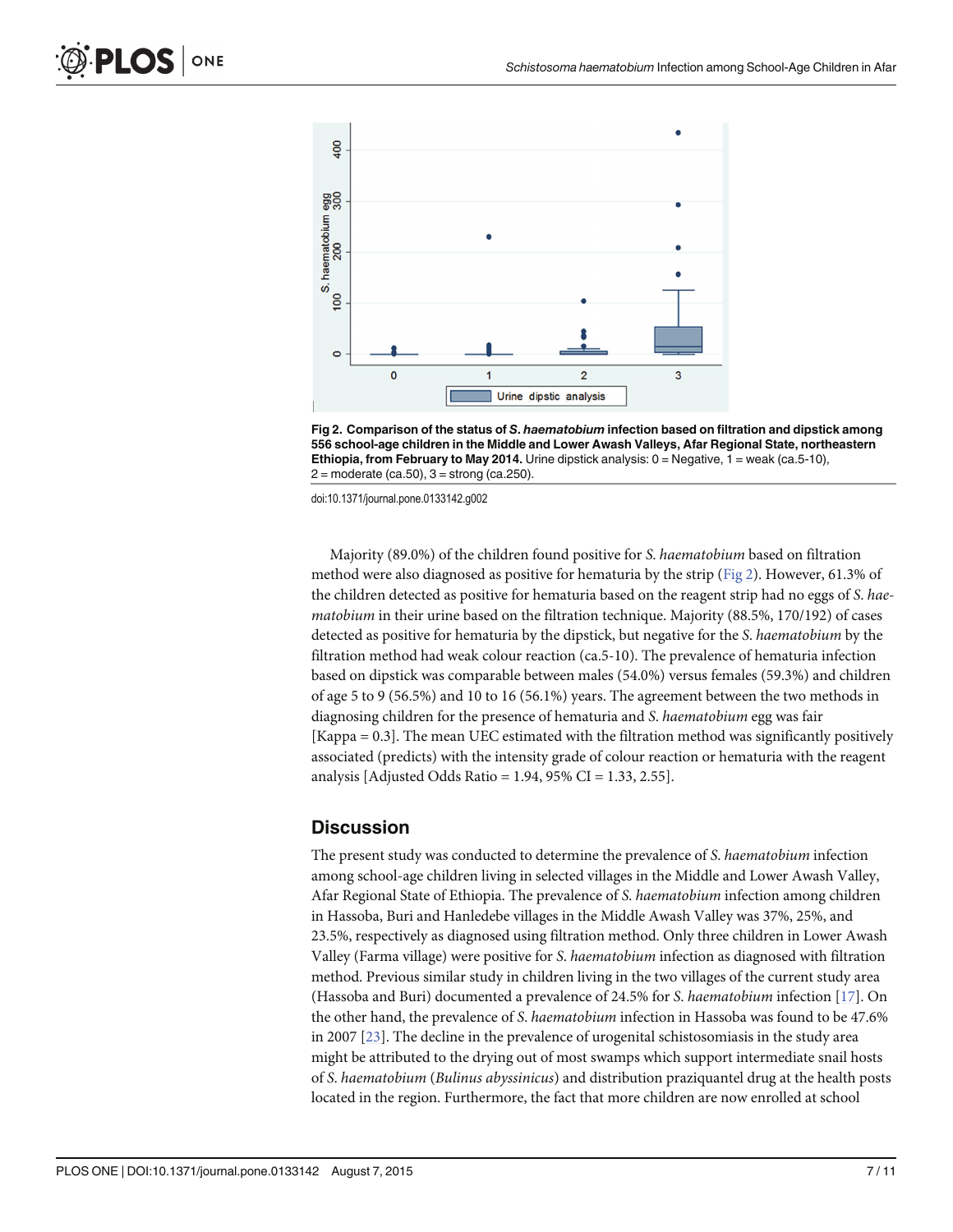Fig 2. Comparison of the status of *S. haematobium* infection based on filtration and dipstick among 556 school-age children in the Middle and Lower Awash Valleys, Afar Regional State, northeastern Ethiopia, from February to May 2014. Urine dipstick analysis: 0 = Negative, 1 = weak (ca.5-10), 2 = moderate (ca.50), 3 = strong (ca.250).

doi:10.1371/journal.pone.0133142.g002

Majority (89.0%) of the children found positive for *S. haematobium* based on filtration method were also diagnosed as positive for hematuria by the strip (Fig 2). However, 61.3% of the children detected as positive for hematuria based on the reagent strip had no eggs of *S. haematobium* in their urine based on the filtration technique. Majority (88.5%, 170/192) of cases detected as positive for hematuria by the dipstick, but negative for the *S. haematobium* by the filtration method had weak colour reaction (ca.5-10). The prevalence of hematuria infection based on dipstick was comparable between males (54.0%) versus females (59.3%) and children of age 5 to 9 (56.5%) and 10 to 16 (56.1%) years. The agreement between the two methods in diagnosing children for the presence of hematuria and *S. haematobium* egg was fair [Kappa = 0.3]. The mean UEC estimated with the filtration method was significantly positively associated (predicts) with the intensity grade of colour reaction or hematuria with the reagent analysis [Adjusted Odds Ratio = 1.94, 95% CI = 1.33, 2.55].

## Discussion

The present study was conducted to determine the prevalence of *S. haematobium* infection among school-age children living in selected villages in the Middle and Lower Awash Valley, Afar Regional State of Ethiopia. The prevalence of *S. haematobium* infection among children in Hassoba, Buri and Hanledebe villages in the Middle Awash Valley was 37%, 25%, and 23.5%, respectively as diagnosed using filtration method. Only three children in Lower Awash Valley (Farma village) were positive for *S. haematobium* infection as diagnosed with filtration method. Previous similar study in children living in the two villages of the current study area (Hassoba and Buri) documented a prevalence of 24.5% for *S. haematobium* infection [17]. On the other hand, the prevalence of *S. haematobium* infection in Hassoba was found to be 47.6% in 2007 [23]. The decline in the prevalence of urogenital schistosomiasis in the study area might be attributed to the drying out of most swamps which support intermediate snail hosts of *S. haematobium* (*Bulinus abyssinicus*) and distribution praziquantel drug at the health posts located in the region. Furthermore, the fact that more children are now enrolled at school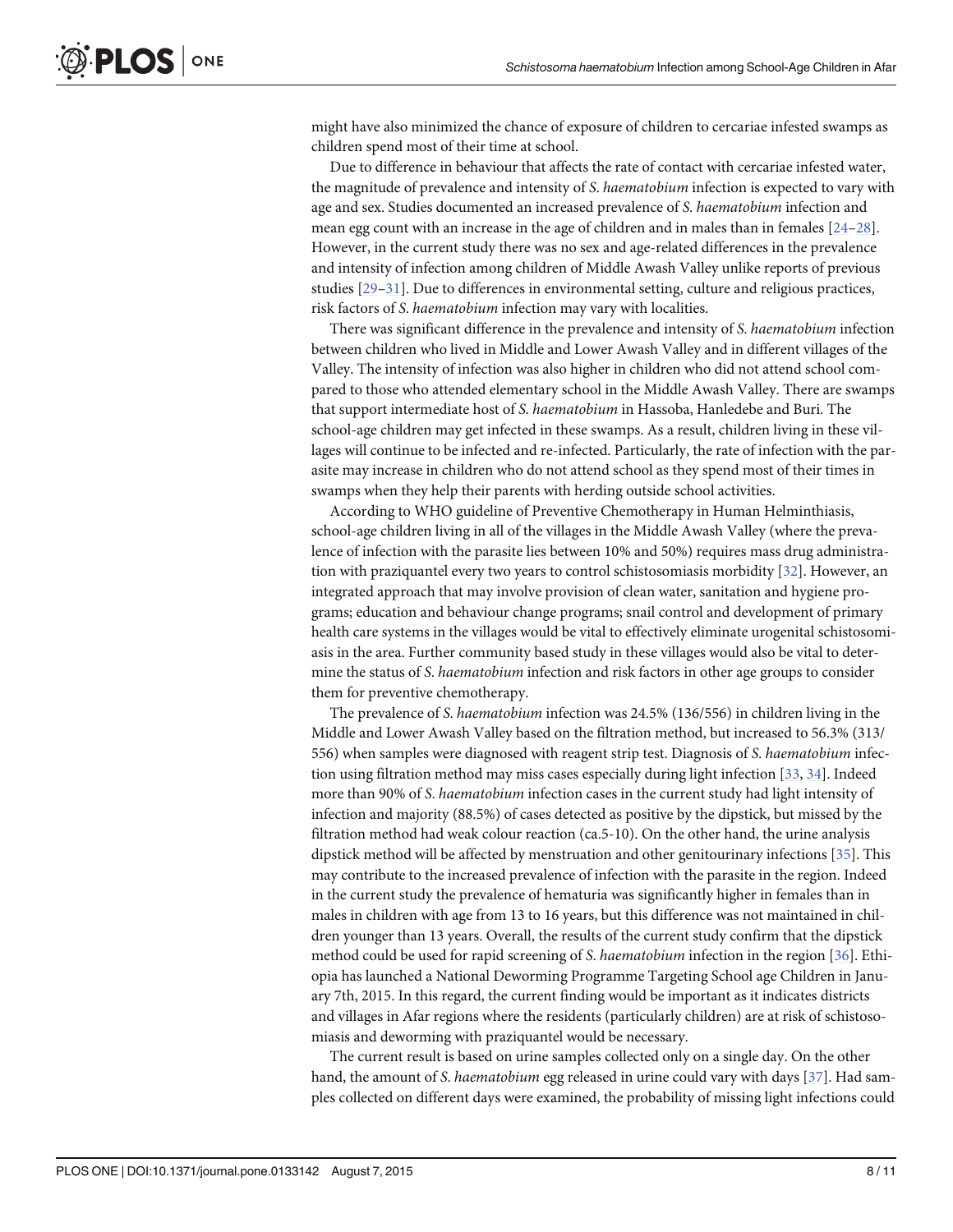might have also minimized the chance of exposure of children to cercariae infested swamps as children spend most of their time at school.

Due to difference in behaviour that affects the rate of contact with cercariae infested water, the magnitude of prevalence and intensity of *S*. *haematobium* infection is expected to vary with age and sex. Studies documented an increased prevalence of *S*. *haematobium* infection and mean egg count with an increase in the age of children and in males than in females [24–28]. However, in the current study there was no sex and age-related differences in the prevalence and intensity of infection among children of Middle Awash Valley unlike reports of previous studies [29–31]. Due to differences in environmental setting, culture and religious practices, risk factors of *S*. *haematobium* infection may vary with localities.

There was significant difference in the prevalence and intensity of *S*. *haematobium* infection between children who lived in Middle and Lower Awash Valley and in different villages of the Valley. The intensity of infection was also higher in children who did not attend school compared to those who attended elementary school in the Middle Awash Valley. There are swamps that support intermediate host of *S*. *haematobium* in Hassoba, Hanledebe and Buri. The school-age children may get infected in these swamps. As a result, children living in these villages will continue to be infected and re-infected. Particularly, the rate of infection with the parasite may increase in children who do not attend school as they spend most of their times in swamps when they help their parents with herding outside school activities.

According to WHO guideline of Preventive Chemotherapy in Human Helminthiasis, school-age children living in all of the villages in the Middle Awash Valley (where the prevalence of infection with the parasite lies between 10% and 50%) requires mass drug administration with praziquantel every two years to control schistosomiasis morbidity [32]. However, an integrated approach that may involve provision of clean water, sanitation and hygiene programs; education and behaviour change programs; snail control and development of primary health care systems in the villages would be vital to effectively eliminate urogenital schistosomiasis in the area. Further community based study in these villages would also be vital to determine the status of *S*. *haematobium* infection and risk factors in other age groups to consider them for preventive chemotherapy.

The prevalence of *S*. *haematobium* infection was 24.5% (136/556) in children living in the Middle and Lower Awash Valley based on the filtration method, but increased to 56.3% (313/556) when samples were diagnosed with reagent strip test. Diagnosis of *S*. *haematobium* infection using filtration method may miss cases especially during light infection [33, 34]. Indeed more than 90% of *S*. *haematobium* infection cases in the current study had light intensity of infection and majority (88.5%) of cases detected as positive by the dipstick, but missed by the filtration method had weak colour reaction (ca.5-10). On the other hand, the urine analysis dipstick method will be affected by menstruation and other genitourinary infections [35]. This may contribute to the increased prevalence of infection with the parasite in the region. Indeed in the current study the prevalence of hematuria was significantly higher in females than in males in children with age from 13 to 16 years, but this difference was not maintained in children younger than 13 years. Overall, the results of the current study confirm that the dipstick method could be used for rapid screening of *S*. *haematobium* infection in the region [36]. Ethiopia has launched a National Deworming Programme Targeting School age Children in January 7th, 2015. In this regard, the current finding would be important as it indicates districts and villages in Afar regions where the residents (particularly children) are at risk of schistosomiasis and deworming with praziquantel would be necessary.

The current result is based on urine samples collected only on a single day. On the other hand, the amount of *S*. *haematobium* egg released in urine could vary with days [37]. Had samples collected on different days were examined, the probability of missing light infections could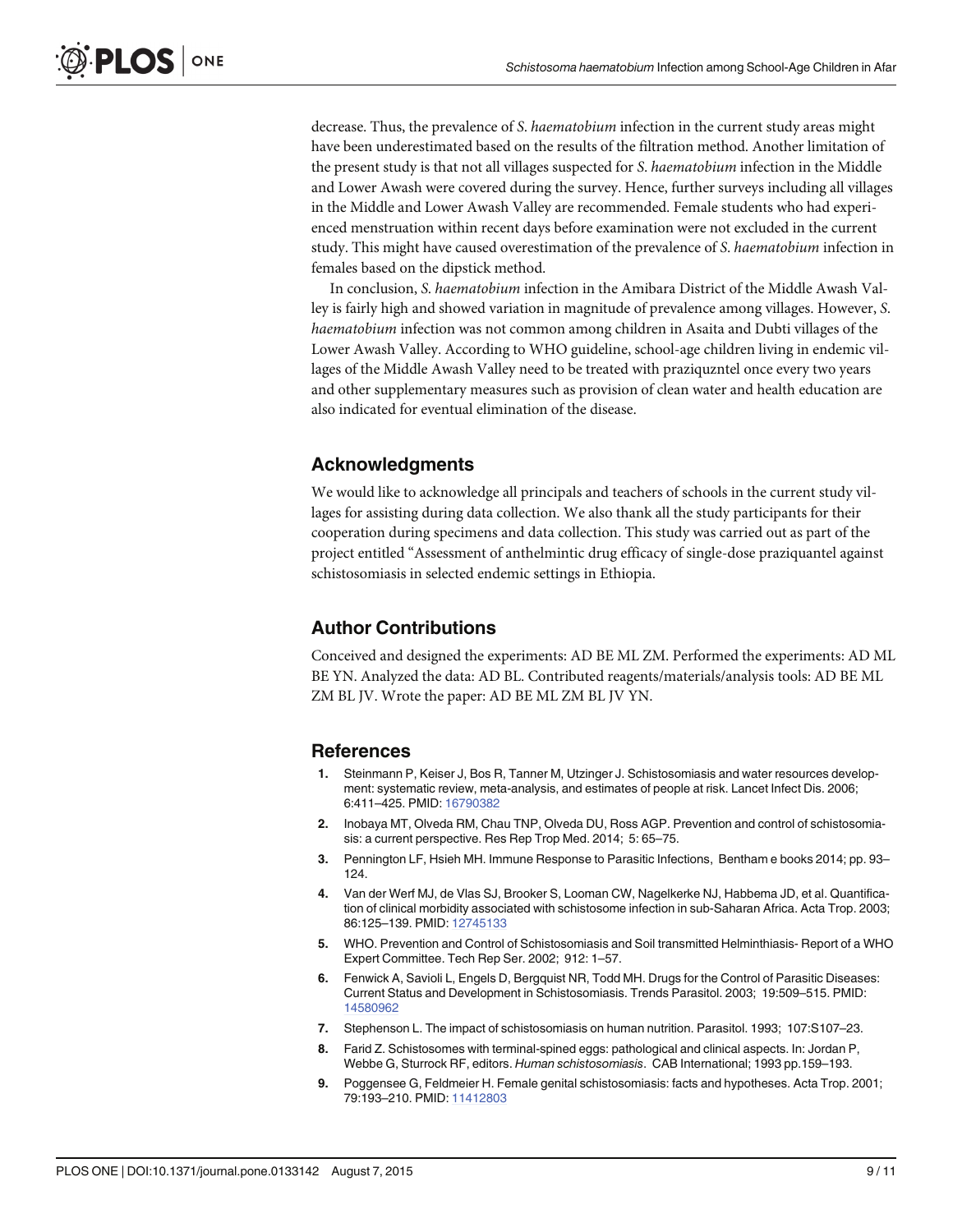decrease. Thus, the prevalence of *S. haematobium* infection in the current study areas might have been underestimated based on the results of the filtration method. Another limitation of the present study is that not all villages suspected for *S. haematobium* infection in the Middle and Lower Awash were covered during the survey. Hence, further surveys including all villages in the Middle and Lower Awash Valley are recommended. Female students who had experienced menstruation within recent days before examination were not excluded in the current study. This might have caused overestimation of the prevalence of *S. haematobium* infection in females based on the dipstick method.

In conclusion, *S. haematobium* infection in the Amibara District of the Middle Awash Valley is fairly high and showed variation in magnitude of prevalence among villages. However, *S. haematobium* infection was not common among children in Asaita and Dubti villages of the Lower Awash Valley. According to WHO guideline, school-age children living in endemic villages of the Middle Awash Valley need to be treated with praziqunztel once every two years and other supplementary measures such as provision of clean water and health education are also indicated for eventual elimination of the disease.

## Acknowledgments

We would like to acknowledge all principals and teachers of schools in the current study villages for assisting during data collection. We also thank all the study participants for their cooperation during specimens and data collection. This study was carried out as part of the project entitled "Assessment of anthelmintic drug efficacy of single-dose praziquantel against schistosomiasis in selected endemic settings in Ethiopia.

## Author Contributions

Conceived and designed the experiments: AD BE ML ZM. Performed the experiments: AD ML BE YN. Analyzed the data: AD BL. Contributed reagents/materials/analysis tools: AD BE ML ZM BL JV. Wrote the paper: AD BE ML ZM BL JV YN.

## References

1. Steinmann P, Keiser J, Bos R, Tanner M, Utzinger J. Schistosomiasis and water resources development: systematic review, meta-analysis, and estimates of people at risk. Lancet Infect Dis. 2006; 6:411–425. PMID: 16790382
2. Inobaya MT, Olveda RM, Chau TNP, Olveda DU, Ross AGP. Prevention and control of schistosomiasis: a current perspective. Res Rep Trop Med. 2014; 5: 65–75.
3. Pennington LF, Hsieh MH. Immune Response to Parasitic Infections, Bentham e books 2014; pp. 93–124.
4. Van der Werf MJ, de Vlas SJ, Brooker S, Looman CW, Nagelkerke NJ, Habbema JD, et al. Quantification of clinical morbidity associated with schistosome infection in sub-Saharan Africa. Acta Trop. 2003; 86:125–139. PMID: 12745133
5. WHO. Prevention and Control of Schistosomiasis and Soil transmitted Helminthiasis- Report of a WHO Expert Committee. Tech Rep Ser. 2002; 912: 1–57.
6. Fenwick A, Savioli L, Engels D, Bergquist NR, Todd MH. Drugs for the Control of Parasitic Diseases: Current Status and Development in Schistosomiasis. Trends Parasitol. 2003; 19:509–515. PMID: 14580962
7. Stephenson L. The impact of schistosomiasis on human nutrition. Parasitol. 1993; 107:S107–23.
8. Farid Z. Schistosomes with terminal-spined eggs: pathological and clinical aspects. In: Jordan P, Webbe G, Sturrock RF, editors. *Human schistosomiasis*. CAB International; 1993 pp.159–193.
9. Poggensee G, Feldmeier H. Female genital schistosomiasis: facts and hypotheses. Acta Trop. 2001; 79:193–210. PMID: 11412803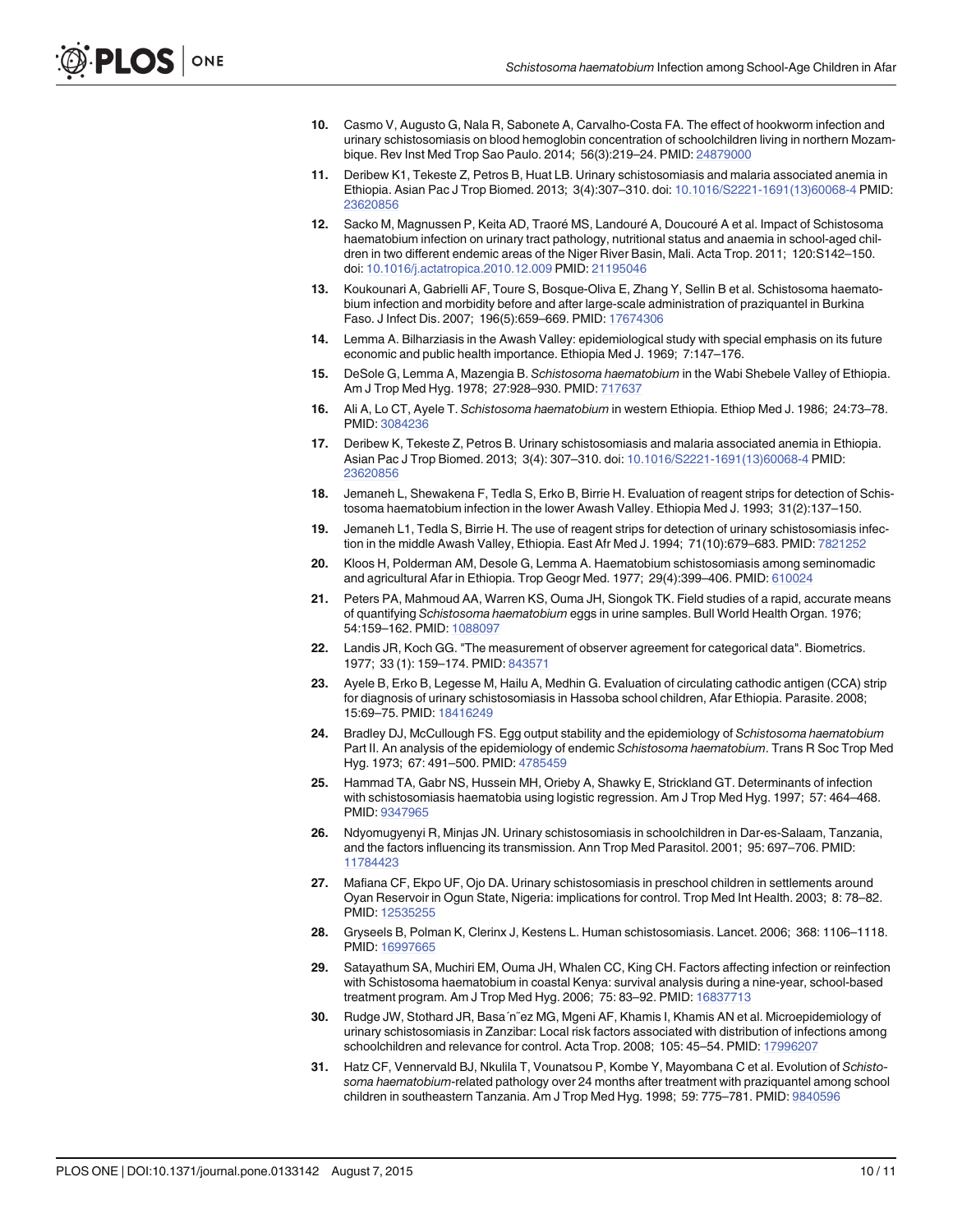10. Casmo V, Augusto G, Nala R, Sabonete A, Carvalho-Costa FA. The effect of hookworm infection and urinary schistosomiasis on blood hemoglobin concentration of schoolchildren living in northern Mozambique. Rev Inst Med Trop Sao Paulo. 2014; 56(3):219–24. PMID: 24879000

11. Deribew K1, Tekeste Z, Petros B, Huat LB. Urinary schistosomiasis and malaria associated anemia in Ethiopia. Asian Pac J Trop Biomed. 2013; 3(4):307–310. doi: 10.1016/S2221-1691(13)60068-4 PMID: 23620856

12. Sacko M, Magnussen P, Keita AD, Traoré MS, Landouré A, Doucouré A et al. Impact of Schistosoma haematobium infection on urinary tract pathology, nutritional status and anaemia in school-aged children in two different endemic areas of the Niger River Basin, Mali. Acta Trop. 2011; 120:S142–150. doi: 10.1016/j.actatropica.2010.12.009 PMID: 21195046

13. Koukounari A, Gabrielli AF, Toure S, Bosque-Oliva E, Zhang Y, Sellin B et al. Schistosoma haematobium infection and morbidity before and after large-scale administration of praziquantel in Burkina Faso. J Infect Dis. 2007; 196(5):659–669. PMID: 17674306

14. Lemma A. Bilharziasis in the Awash Valley: epidemiological study with special emphasis on its future economic and public health importance. Ethiopia Med J. 1969; 7:147–176.

15. DeSole G, Lemma A, Mazengia B. *Schistosoma haematobium* in the Wabi Shebele Valley of Ethiopia. Am J Trop Med Hyg. 1978; 27:928–930. PMID: 717637

16. Ali A, Lo CT, Ayele T. *Schistosoma haematobium* in western Ethiopia. Ethiop Med J. 1986; 24:73–78. PMID: 3084236

17. Deribew K, Tekeste Z, Petros B. Urinary schistosomiasis and malaria associated anemia in Ethiopia. Asian Pac J Trop Biomed. 2013; 3(4): 307–310. doi: 10.1016/S2221-1691(13)60068-4 PMID: 23620856

18. Jemaneh L, Shewakena F, Tedla S, Erko B, Birrie H. Evaluation of reagent strips for detection of Schistosoma haematobium infection in the lower Awash Valley. Ethiopia Med J. 1993; 31(2):137–150.

19. Jemaneh L1, Tedla S, Birrie H. The use of reagent strips for detection of urinary schistosomiasis infection in the middle Awash Valley, Ethiopia. East Afr Med J. 1994; 71(10):679–683. PMID: 7821252

20. Kloos H, Polderman AM, Desole G, Lemma A. Haematobium schistosomiasis among seminomadic and agricultural Afar in Ethiopia. Trop Geogr Med. 1977; 29(4):399–406. PMID: 610024

21. Peters PA, Mahmoud AA, Warren KS, Ouma JH, Siongok TK. Field studies of a rapid, accurate means of quantifying *Schistosoma haematobium* eggs in urine samples. Bull World Health Organ. 1976; 54:159–162. PMID: 1088097

22. Landis JR, Koch GG. "The measurement of observer agreement for categorical data". Biometrics. 1977; 33 (1): 159–174. PMID: 843571

23. Ayele B, Erko B, Legesse M, Hailu A, Medhin G. Evaluation of circulating cathodic antigen (CCA) strip for diagnosis of urinary schistosomiasis in Hassoba school children, Afar Ethiopia. Parasite. 2008; 15:69–75. PMID: 18416249

24. Bradley DJ, McCullough FS. Egg output stability and the epidemiology of *Schistosoma haematobium* Part II. An analysis of the epidemiology of endemic *Schistosoma haematobium*. Trans R Soc Trop Med Hyg. 1973; 67: 491–500. PMID: 4785459

25. Hammad TA, Gabr NS, Hussein MH, Orieby A, Shawky E, Strickland GT. Determinants of infection with schistosomiasis haematobia using logistic regression. Am J Trop Med Hyg. 1997; 57: 464–468. PMID: 9347965

26. Ndyomugyenyi R, Minjas JN. Urinary schistosomiasis in schoolchildren in Dar-es-Salaam, Tanzania, and the factors influencing its transmission. Ann Trop Med Parasitol. 2001; 95: 697–706. PMID: 11784423

27. Mafiana CF, Ekpo UF, Ojo DA. Urinary schistosomiasis in preschool children in settlements around Oyan Reservoir in Ogun State, Nigeria: implications for control. Trop Med Int Health. 2003; 8: 78–82. PMID: 12535255

28. Gryseels B, Polman K, Clerinx J, Kestens L. Human schistosomiasis. Lancet. 2006; 368: 1106–1118. PMID: 16997665

29. Satayathum SA, Muchiri EM, Ouma JH, Whalen CC, King CH. Factors affecting infection or reinfection with Schistosoma haematobium in coastal Kenya: survival analysis during a nine-year, school-based treatment program. Am J Trop Med Hyg. 2006; 75: 83–92. PMID: 16837713

30. Rudge JW, Stothard JR, Basa´n˜ez MG, Mgeni AF, Khamis I, Khamis AN et al. Microepidemiology of urinary schistosomiasis in Zanzibar: Local risk factors associated with distribution of infections among schoolchildren and relevance for control. Acta Trop. 2008; 105: 45–54. PMID: 17996207

31. Hatz CF, Vennervald BJ, Nkulila T, Vounatsou P, Kombe Y, Mayombana C et al. Evolution of *Schistosoma haematobium*-related pathology over 24 months after treatment with praziquantel among school children in southeastern Tanzania. Am J Trop Med Hyg. 1998; 59: 775–781. PMID: 9840596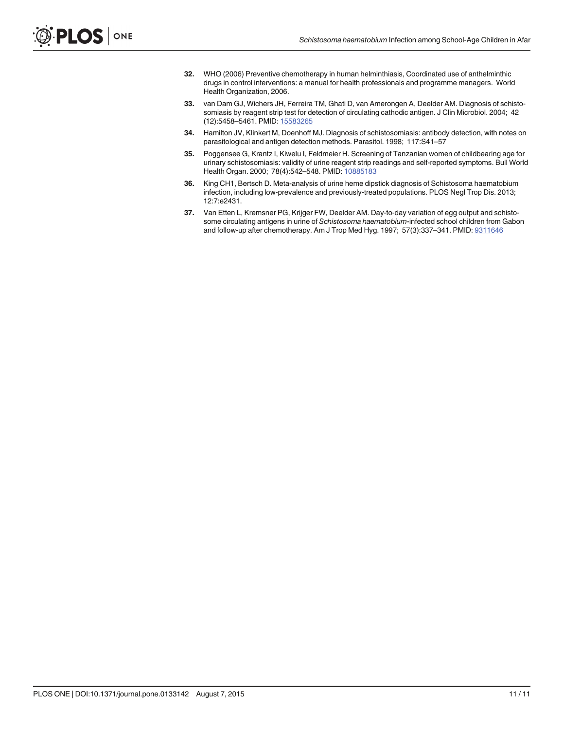32. WHO (2006) Preventive chemotherapy in human helminthiasis, Coordinated use of anthelminthic drugs in control interventions: a manual for health professionals and programme managers. World Health Organization, 2006.
33. van Dam GJ, Wichers JH, Ferreira TM, Ghati D, van Amerongen A, Deelder AM. Diagnosis of schistosomiasis by reagent strip test for detection of circulating cathodic antigen. J Clin Microbiol. 2004; 42 (12):5458–5461. PMID: 15583265
34. Hamilton JV, Klinkert M, Doenhoff MJ. Diagnosis of schistosomiasis: antibody detection, with notes on parasitological and antigen detection methods. Parasitol. 1998; 117:S41–57
35. Poggensee G, Krantz I, Kiwelu I, Feldmeier H. Screening of Tanzanian women of childbearing age for urinary schistosomiasis: validity of urine reagent strip readings and self-reported symptoms. Bull World Health Organ. 2000; 78(4):542–548. PMID: 10885183
36. King CH1, Bertsch D. Meta-analysis of urine heme dipstick diagnosis of Schistosoma haematobium infection, including low-prevalence and previously-treated populations. PLOS Negl Trop Dis. 2013; 12:7:e2431.
37. Van Etten L, Kremsner PG, Krijger FW, Deelder AM. Day-to-day variation of egg output and schistosome circulating antigens in urine of *Schistosoma haematobium*-infected school children from Gabon and follow-up after chemotherapy. Am J Trop Med Hyg. 1997; 57(3):337–341. PMID: 9311646